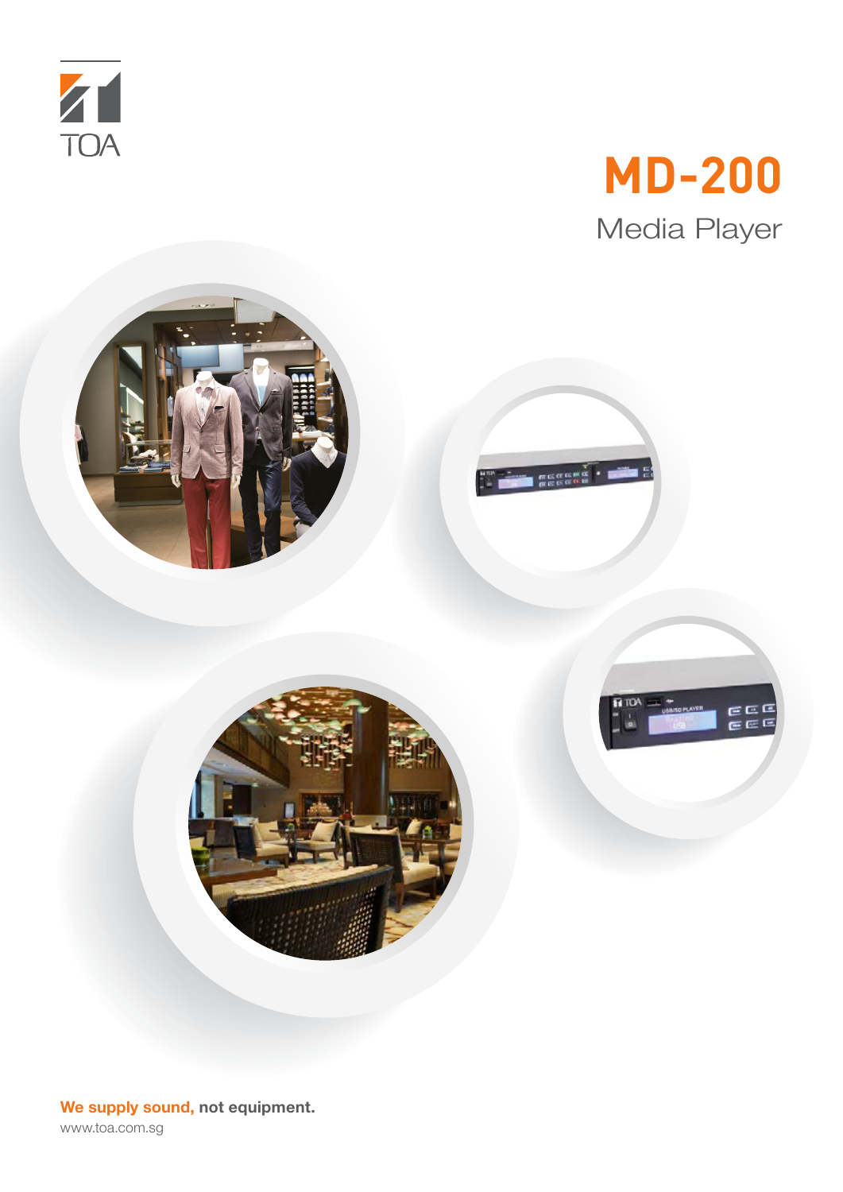TOA

# MD-200

## Media Player

**We supply sound, not equipment.**

www.toa.com.sg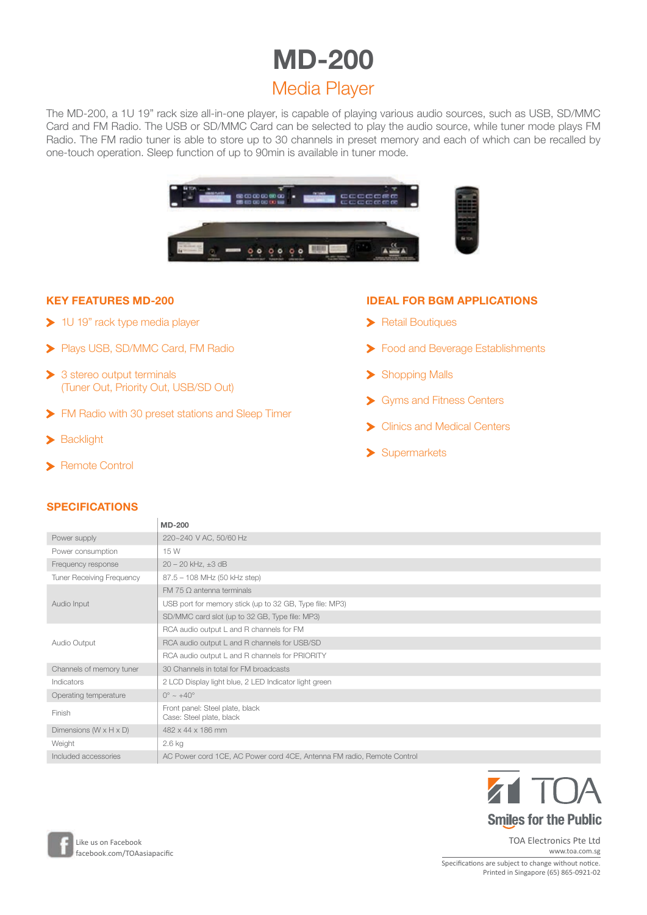# MD-200

## Media Player

The MD-200, a 1U 19" rack size all-in-one player, is capable of playing various audio sources, such as USB, SD/MMC Card and FM Radio. The USB or SD/MMC Card can be selected to play the audio source, while tuner mode plays FM Radio. The FM radio tuner is able to store up to 30 channels in preset memory and each of which can be recalled by one-touch operation. Sleep function of up to 90min is available in tuner mode.

### KEY FEATURES MD-200

- 1U 19" rack type media player
- Plays USB, SD/MMC Card, FM Radio
- 3 stereo output terminals (Tuner Out, Priority Out, USB/SD Out)
- FM Radio with 30 preset stations and Sleep Timer
- Backlight
- Remote Control

### IDEAL FOR BGM APPLICATIONS

- Retail Boutiques
- Food and Beverage Establishments
- Shopping Malls
- Gyms and Fitness Centers
- Clinics and Medical Centers
- Supermarkets

### SPECIFICATIONS

| | MD-200 |
|---|---|
| Power supply | 220~240 V AC, 50/60 Hz |
| Power consumption | 15 W |
| Frequency response | 20 – 20 kHz, ±3 dB |
| Tuner Receiving Frequency | 87.5 – 108 MHz (50 kHz step) |
| Audio Input | FM 75 Ω antenna terminals |
| | USB port for memory stick (up to 32 GB, Type file: MP3) |
| | SD/MMC card slot (up to 32 GB, Type file: MP3) |
| Audio Output | RCA audio output L and R channels for FM |
| | RCA audio output L and R channels for USB/SD |
| | RCA audio output L and R channels for PRIORITY |
| Channels of memory tuner | 30 Channels in total for FM broadcasts |
| Indicators | 2 LCD Display light blue, 2 LED Indicator light green |
| Operating temperature | 0° ~ +40° |
| Finish | Front panel: Steel plate, black<br>Case: Steel plate, black |
| Dimensions (W x H x D) | 482 x 44 x 186 mm |
| Weight | 2.6 kg |
| Included accessories | AC Power cord 1CE, AC Power cord 4CE, Antenna FM radio, Remote Control |

TOA

Smiles for the Public

Like us on Facebook
facebook.com/TOAasiapacific

TOA Electronics Pte Ltd
www.toa.com.sg

Specifications are subject to change without notice.
Printed in Singapore (65) 865-0921-02